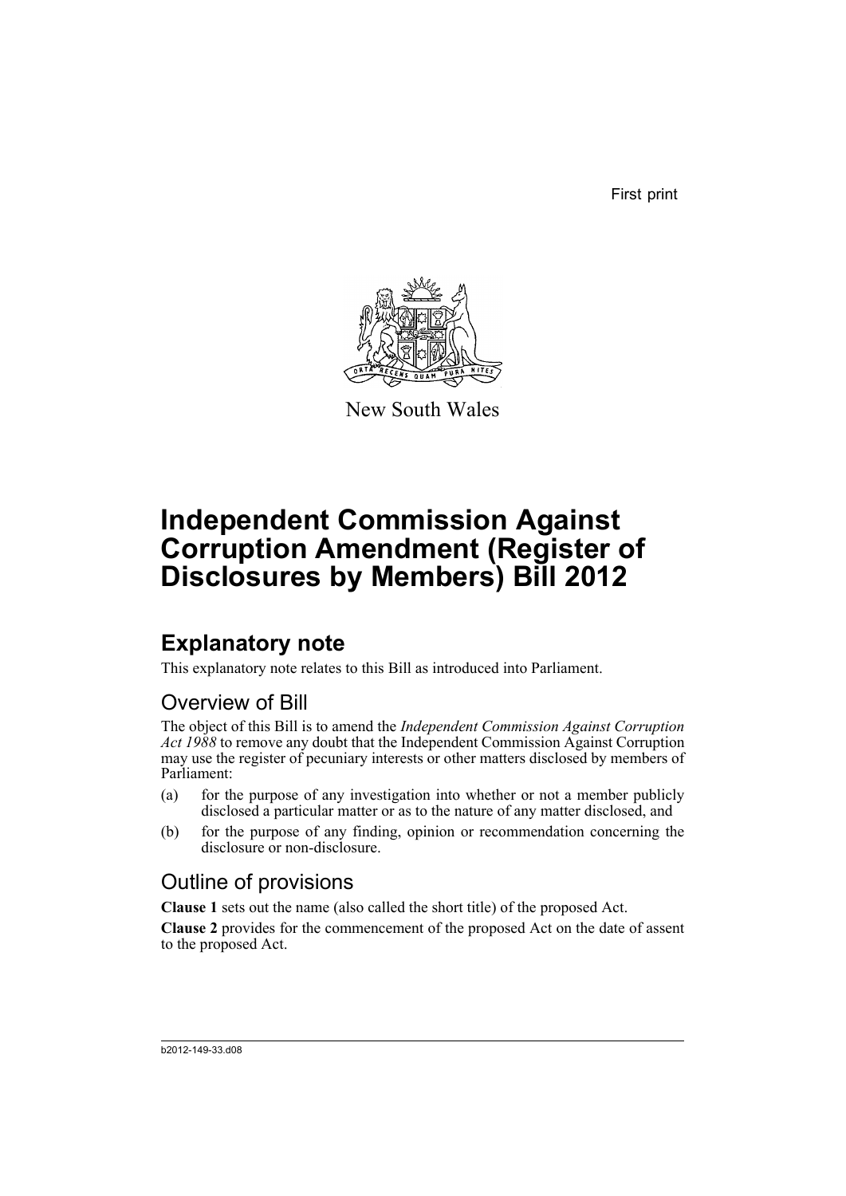First print

New South Wales

# Independent Commission Against Corruption Amendment (Register of Disclosures by Members) Bill 2012

## Explanatory note

This explanatory note relates to this Bill as introduced into Parliament.

### Overview of Bill

The object of this Bill is to amend the *Independent Commission Against Corruption Act 1988* to remove any doubt that the Independent Commission Against Corruption may use the register of pecuniary interests or other matters disclosed by members of Parliament:

(a) for the purpose of any investigation into whether or not a member publicly disclosed a particular matter or as to the nature of any matter disclosed, and

(b) for the purpose of any finding, opinion or recommendation concerning the disclosure or non-disclosure.

### Outline of provisions

**Clause 1** sets out the name (also called the short title) of the proposed Act.

**Clause 2** provides for the commencement of the proposed Act on the date of assent to the proposed Act.

b2012-149-33.d08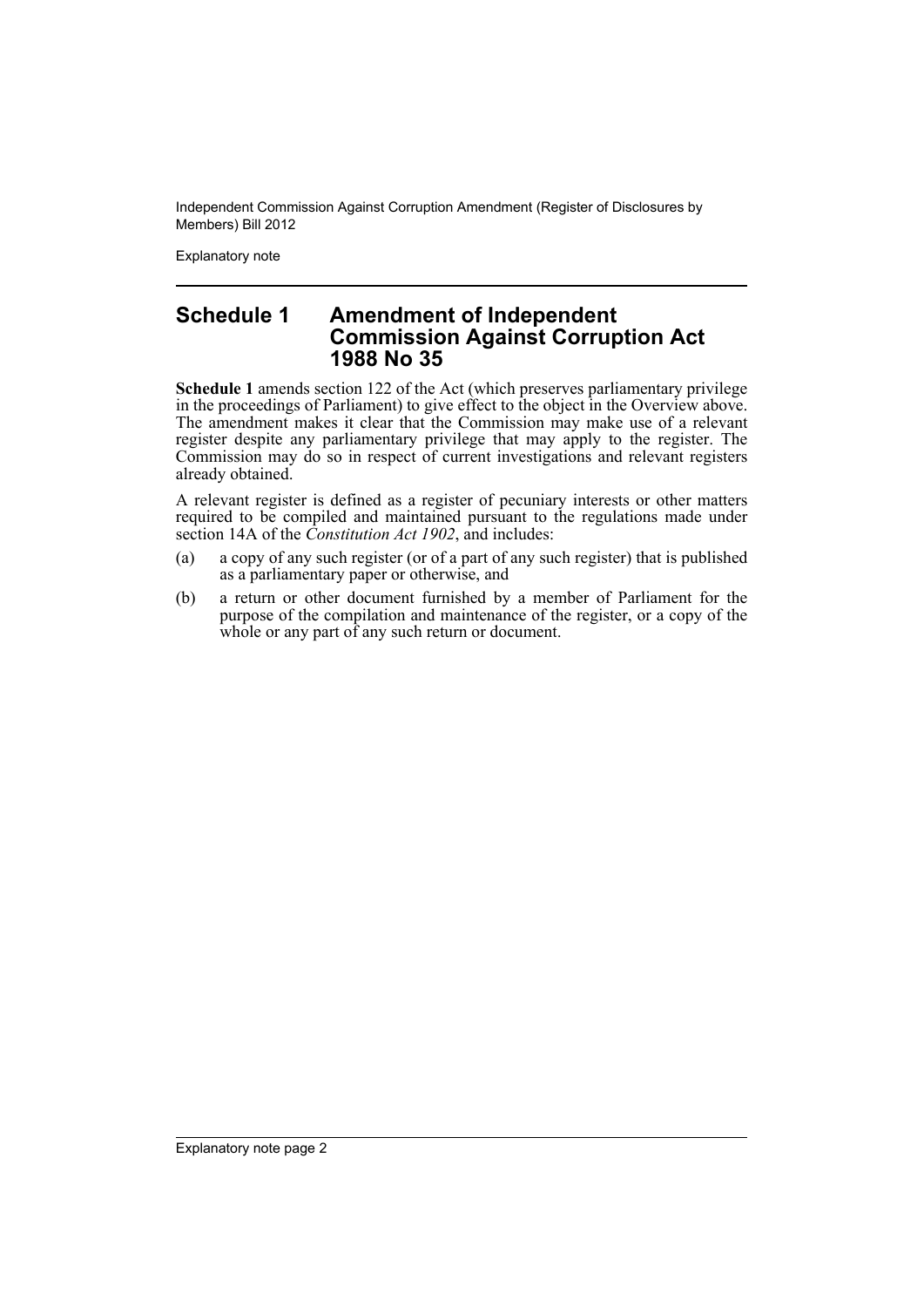## Schedule 1 Amendment of Independent Commission Against Corruption Act 1988 No 35

**Schedule 1** amends section 122 of the Act (which preserves parliamentary privilege in the proceedings of Parliament) to give effect to the object in the Overview above. The amendment makes it clear that the Commission may make use of a relevant register despite any parliamentary privilege that may apply to the register. The Commission may do so in respect of current investigations and relevant registers already obtained.

A relevant register is defined as a register of pecuniary interests or other matters required to be compiled and maintained pursuant to the regulations made under section 14A of the *Constitution Act 1902*, and includes:

(a) a copy of any such register (or of a part of any such register) that is published as a parliamentary paper or otherwise, and

(b) a return or other document furnished by a member of Parliament for the purpose of the compilation and maintenance of the register, or a copy of the whole or any part of any such return or document.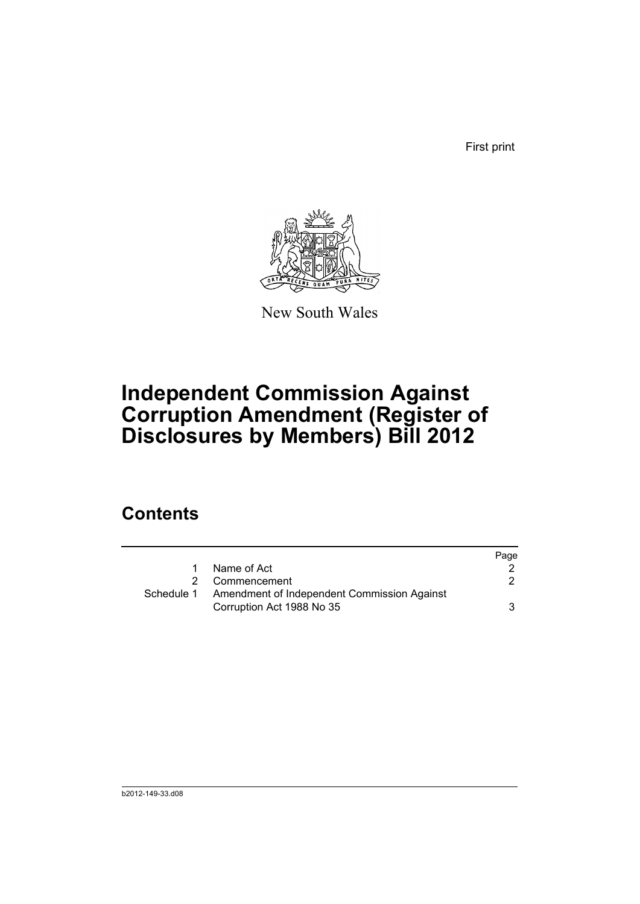First print

New South Wales

# Independent Commission Against Corruption Amendment (Register of Disclosures by Members) Bill 2012

## Contents

| | | Page |
|---|---|---|
| 1 | Name of Act | 2 |
| 2 | Commencement | 2 |
| Schedule 1 | Amendment of Independent Commission Against Corruption Act 1988 No 35 | 3 |

b2012-149-33.d08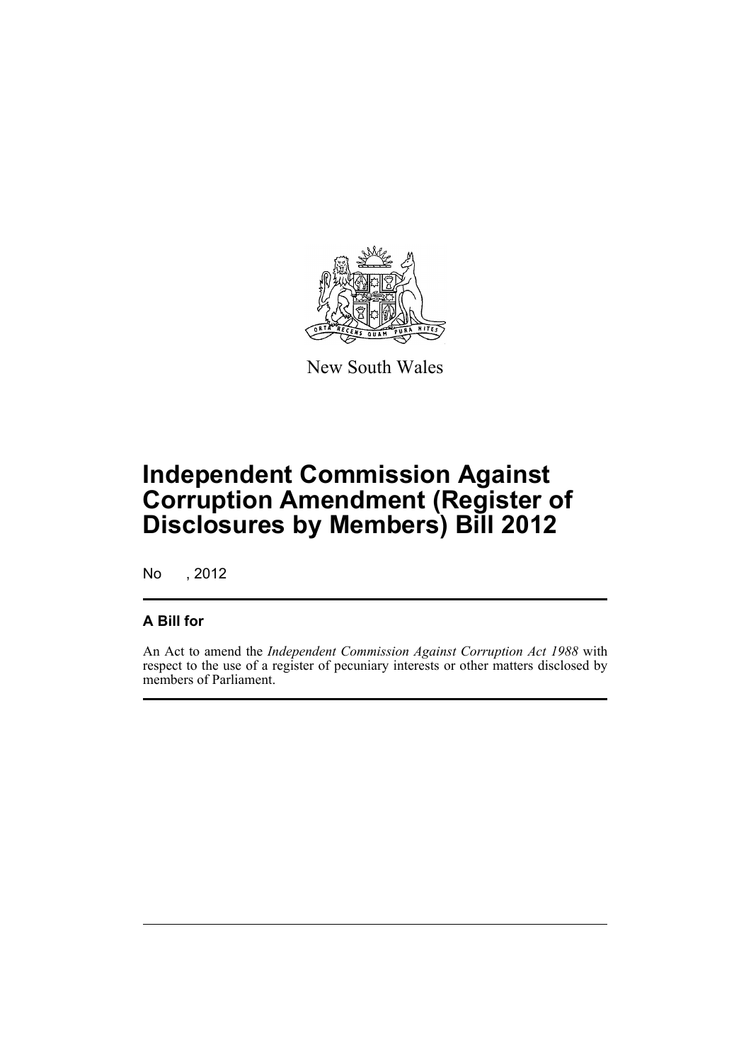New South Wales

# Independent Commission Against Corruption Amendment (Register of Disclosures by Members) Bill 2012

No , 2012

## A Bill for

An Act to amend the *Independent Commission Against Corruption Act 1988* with respect to the use of a register of pecuniary interests or other matters disclosed by members of Parliament.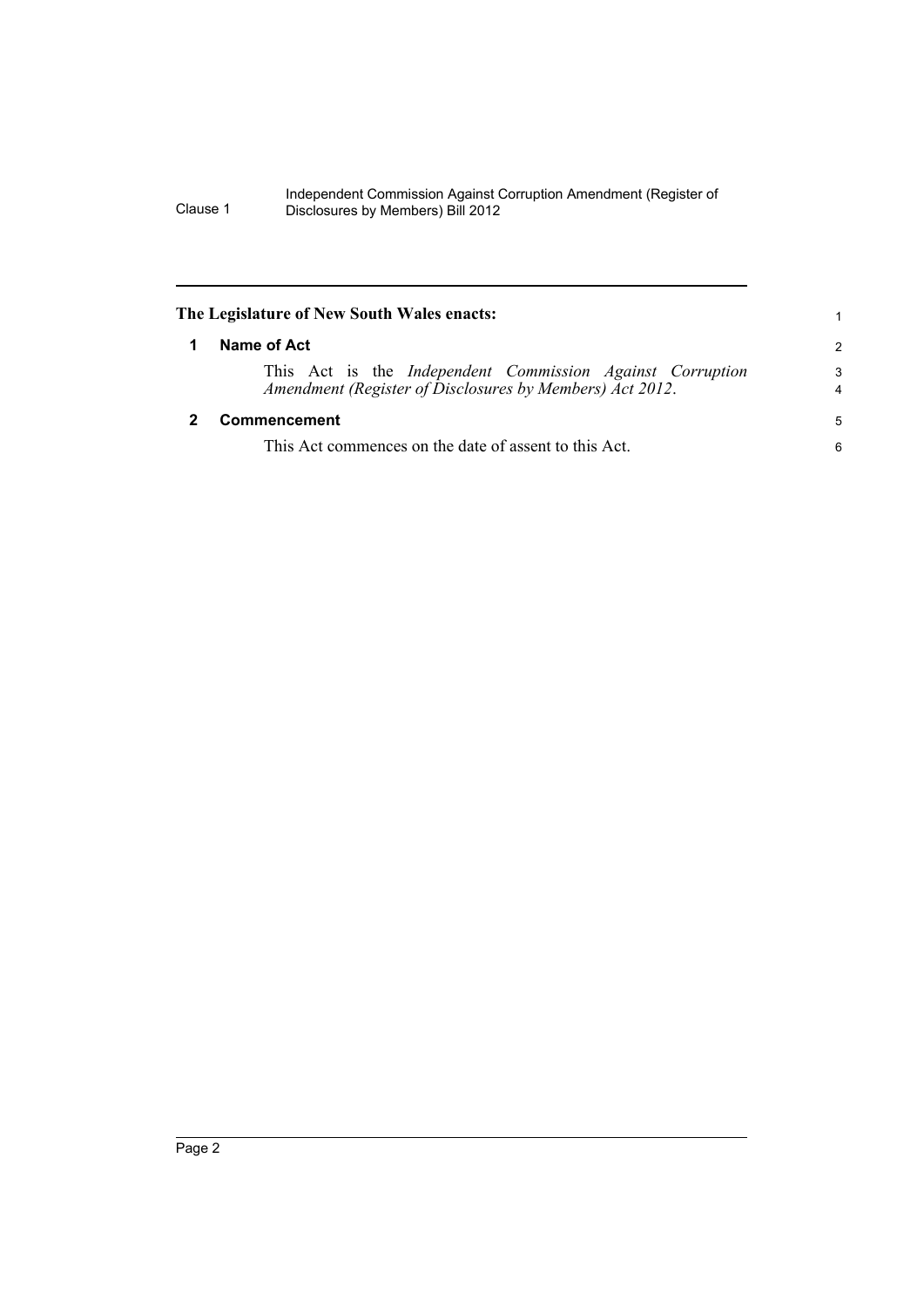**The Legislature of New South Wales enacts:**

## 1 Name of Act

This Act is the *Independent Commission Against Corruption Amendment (Register of Disclosures by Members) Act 2012*.

## 2 Commencement

This Act commences on the date of assent to this Act.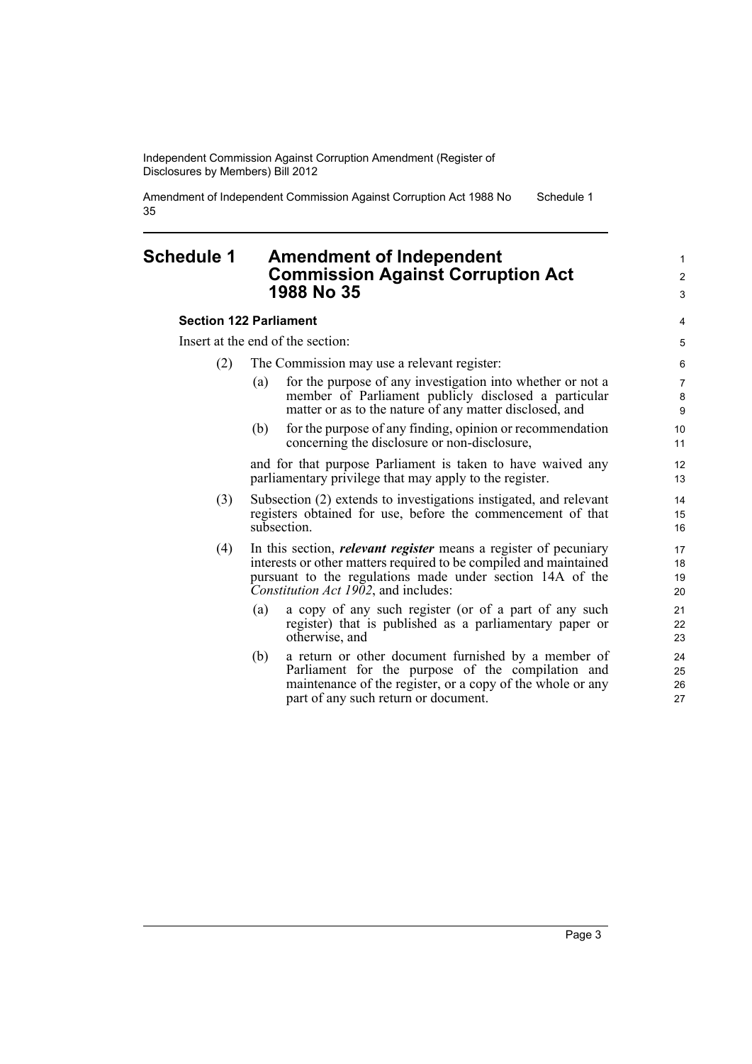# Schedule 1 Amendment of Independent Commission Against Corruption Act 1988 No 35

### Section 122 Parliament

Insert at the end of the section:

(2) The Commission may use a relevant register:

(a) for the purpose of any investigation into whether or not a member of Parliament publicly disclosed a particular matter or as to the nature of any matter disclosed, and

(b) for the purpose of any finding, opinion or recommendation concerning the disclosure or non-disclosure,

and for that purpose Parliament is taken to have waived any parliamentary privilege that may apply to the register.

(3) Subsection (2) extends to investigations instigated, and relevant registers obtained for use, before the commencement of that subsection.

(4) In this section, ***relevant register*** means a register of pecuniary interests or other matters required to be compiled and maintained pursuant to the regulations made under section 14A of the *Constitution Act 1902*, and includes:

(a) a copy of any such register (or of a part of any such register) that is published as a parliamentary paper or otherwise, and

(b) a return or other document furnished by a member of Parliament for the purpose of the compilation and maintenance of the register, or a copy of the whole or any part of any such return or document.